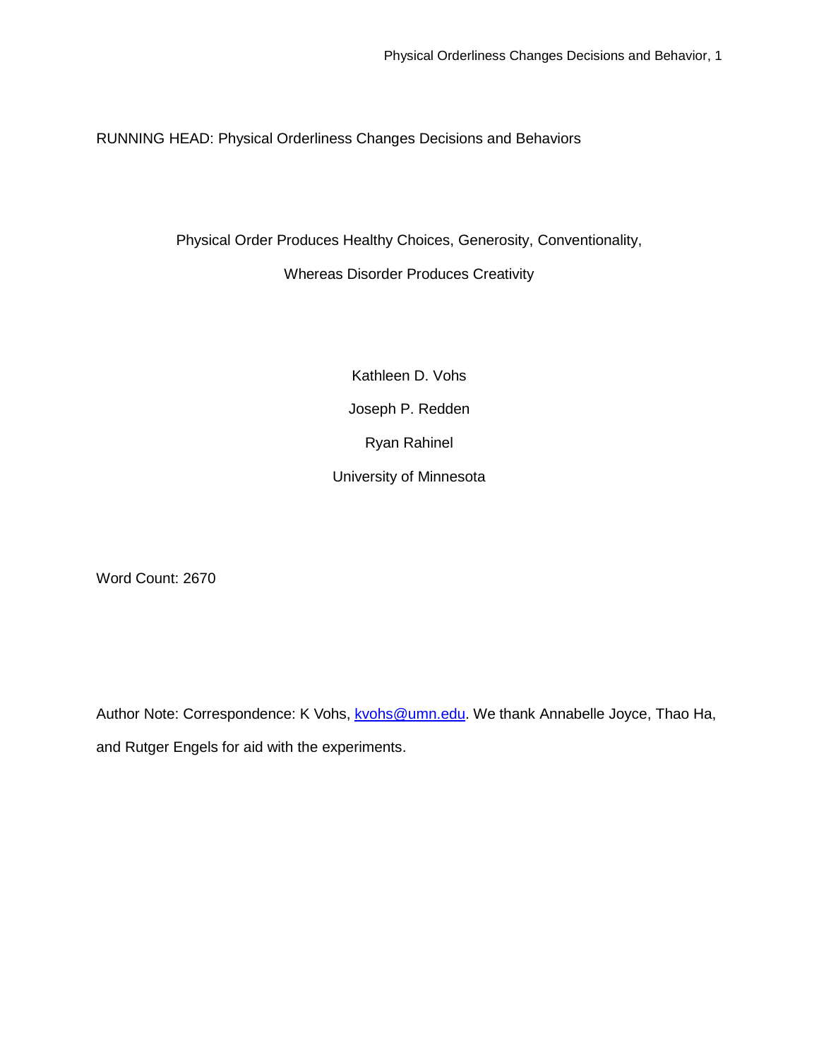RUNNING HEAD: Physical Orderliness Changes Decisions and Behaviors

# Physical Order Produces Healthy Choices, Generosity, Conventionality, Whereas Disorder Produces Creativity

Kathleen D. Vohs

Joseph P. Redden

Ryan Rahinel

University of Minnesota

Word Count: 2670

Author Note: Correspondence: K Vohs, kvohs@umn.edu. We thank Annabelle Joyce, Thao Ha, and Rutger Engels for aid with the experiments.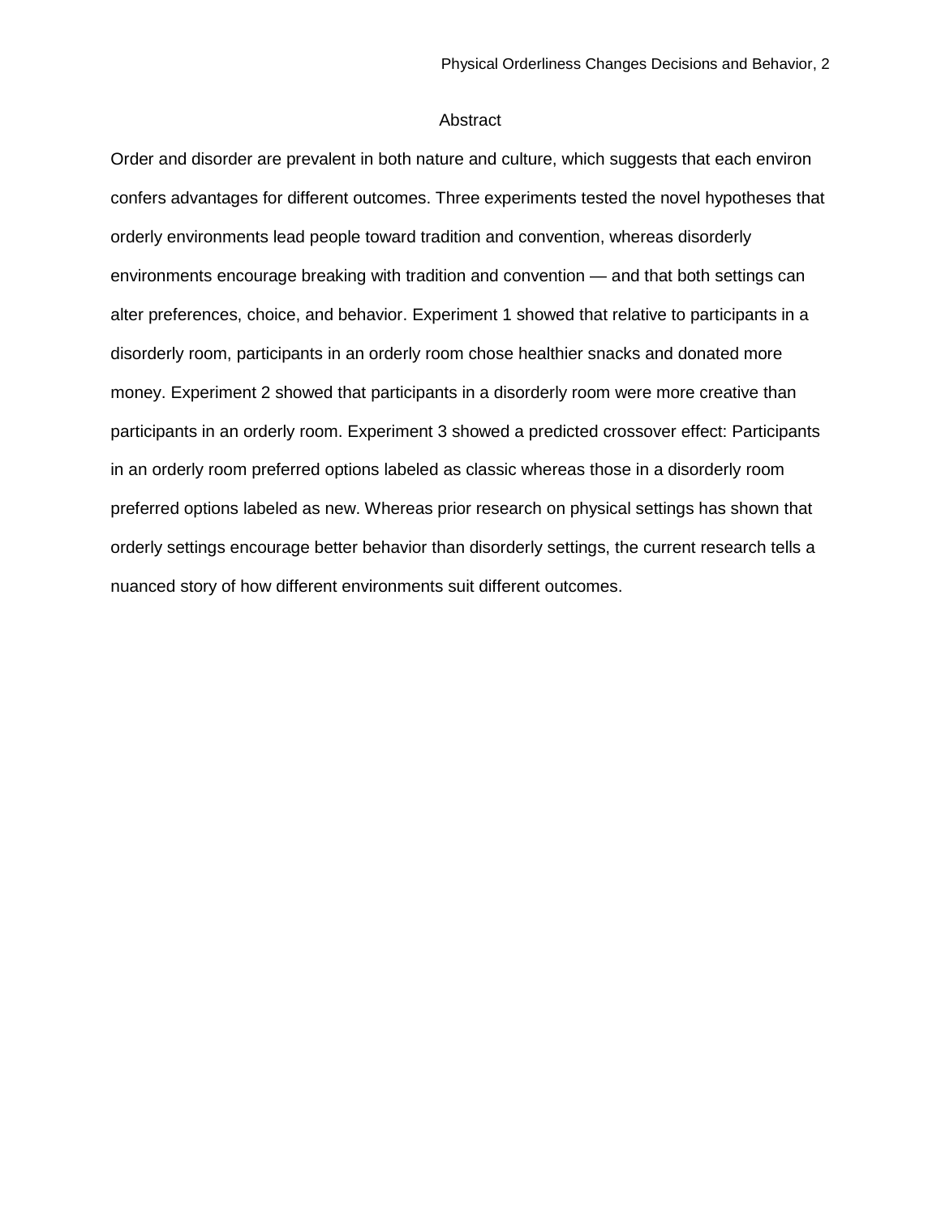## Abstract

Order and disorder are prevalent in both nature and culture, which suggests that each environ confers advantages for different outcomes. Three experiments tested the novel hypotheses that orderly environments lead people toward tradition and convention, whereas disorderly environments encourage breaking with tradition and convention — and that both settings can alter preferences, choice, and behavior. Experiment 1 showed that relative to participants in a disorderly room, participants in an orderly room chose healthier snacks and donated more money. Experiment 2 showed that participants in a disorderly room were more creative than participants in an orderly room. Experiment 3 showed a predicted crossover effect: Participants in an orderly room preferred options labeled as classic whereas those in a disorderly room preferred options labeled as new. Whereas prior research on physical settings has shown that orderly settings encourage better behavior than disorderly settings, the current research tells a nuanced story of how different environments suit different outcomes.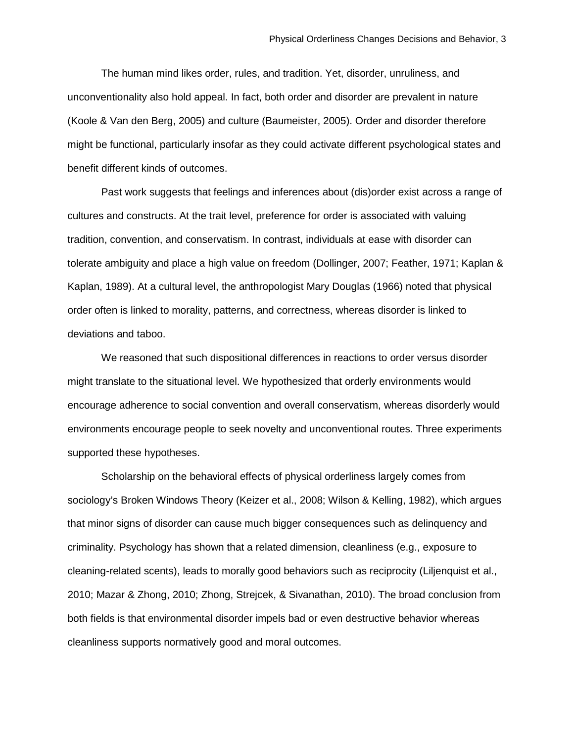The human mind likes order, rules, and tradition. Yet, disorder, unruliness, and unconventionality also hold appeal. In fact, both order and disorder are prevalent in nature (Koole & Van den Berg, 2005) and culture (Baumeister, 2005). Order and disorder therefore might be functional, particularly insofar as they could activate different psychological states and benefit different kinds of outcomes.

Past work suggests that feelings and inferences about (dis)order exist across a range of cultures and constructs. At the trait level, preference for order is associated with valuing tradition, convention, and conservatism. In contrast, individuals at ease with disorder can tolerate ambiguity and place a high value on freedom (Dollinger, 2007; Feather, 1971; Kaplan & Kaplan, 1989). At a cultural level, the anthropologist Mary Douglas (1966) noted that physical order often is linked to morality, patterns, and correctness, whereas disorder is linked to deviations and taboo.

We reasoned that such dispositional differences in reactions to order versus disorder might translate to the situational level. We hypothesized that orderly environments would encourage adherence to social convention and overall conservatism, whereas disorderly would environments encourage people to seek novelty and unconventional routes. Three experiments supported these hypotheses.

Scholarship on the behavioral effects of physical orderliness largely comes from sociology's Broken Windows Theory (Keizer et al., 2008; Wilson & Kelling, 1982), which argues that minor signs of disorder can cause much bigger consequences such as delinquency and criminality. Psychology has shown that a related dimension, cleanliness (e.g., exposure to cleaning-related scents), leads to morally good behaviors such as reciprocity (Liljenquist et al., 2010; Mazar & Zhong, 2010; Zhong, Strejcek, & Sivanathan, 2010). The broad conclusion from both fields is that environmental disorder impels bad or even destructive behavior whereas cleanliness supports normatively good and moral outcomes.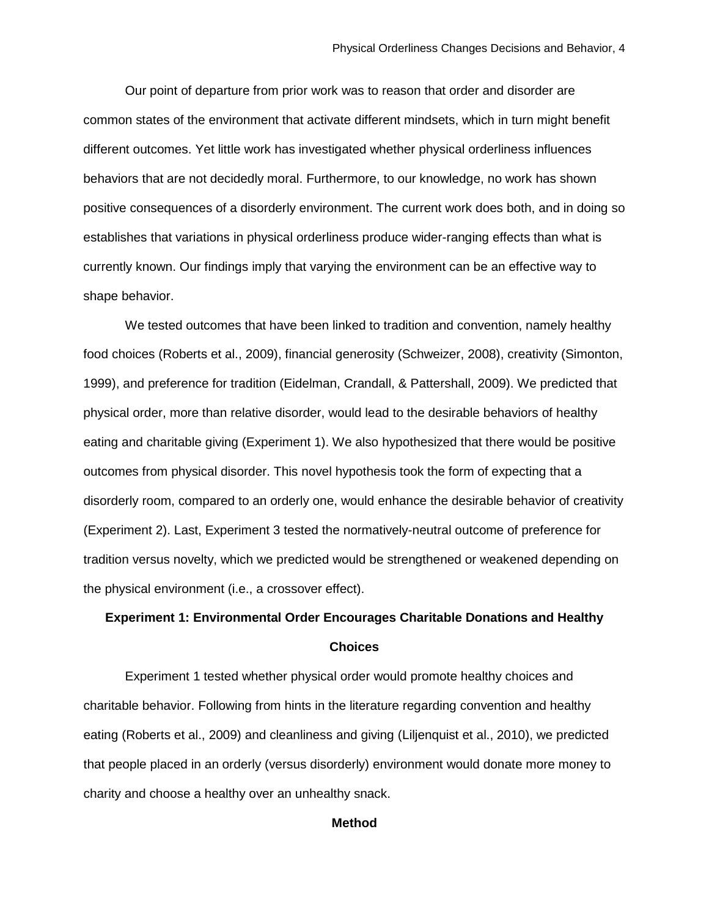Our point of departure from prior work was to reason that order and disorder are common states of the environment that activate different mindsets, which in turn might benefit different outcomes. Yet little work has investigated whether physical orderliness influences behaviors that are not decidedly moral. Furthermore, to our knowledge, no work has shown positive consequences of a disorderly environment. The current work does both, and in doing so establishes that variations in physical orderliness produce wider-ranging effects than what is currently known. Our findings imply that varying the environment can be an effective way to shape behavior.

We tested outcomes that have been linked to tradition and convention, namely healthy food choices (Roberts et al., 2009), financial generosity (Schweizer, 2008), creativity (Simonton, 1999), and preference for tradition (Eidelman, Crandall, & Pattershall, 2009). We predicted that physical order, more than relative disorder, would lead to the desirable behaviors of healthy eating and charitable giving (Experiment 1). We also hypothesized that there would be positive outcomes from physical disorder. This novel hypothesis took the form of expecting that a disorderly room, compared to an orderly one, would enhance the desirable behavior of creativity (Experiment 2). Last, Experiment 3 tested the normatively-neutral outcome of preference for tradition versus novelty, which we predicted would be strengthened or weakened depending on the physical environment (i.e., a crossover effect).

## Experiment 1: Environmental Order Encourages Charitable Donations and Healthy Choices

Experiment 1 tested whether physical order would promote healthy choices and charitable behavior. Following from hints in the literature regarding convention and healthy eating (Roberts et al., 2009) and cleanliness and giving (Liljenquist et al., 2010), we predicted that people placed in an orderly (versus disorderly) environment would donate more money to charity and choose a healthy over an unhealthy snack.

### Method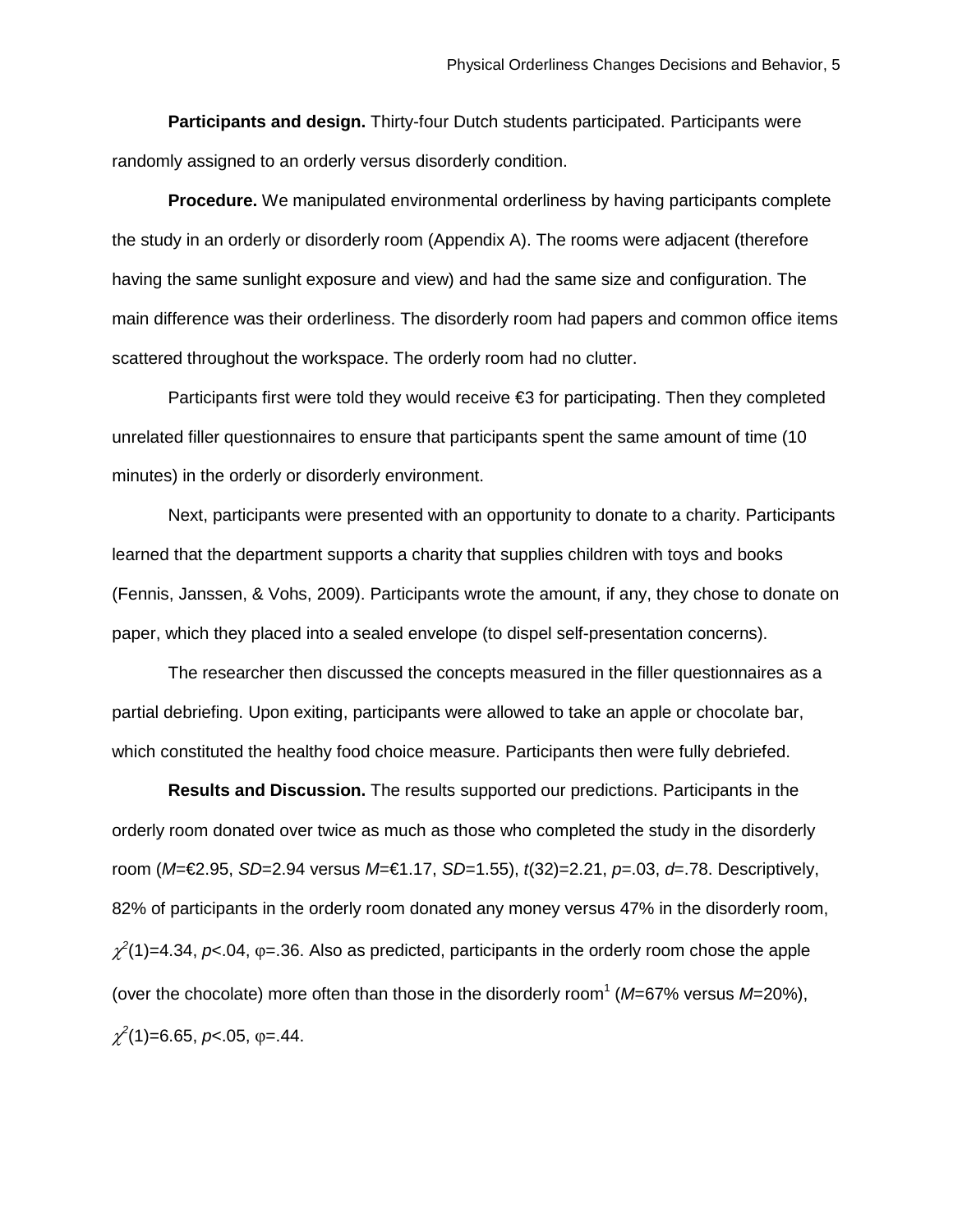**Participants and design.** Thirty-four Dutch students participated. Participants were randomly assigned to an orderly versus disorderly condition.

**Procedure.** We manipulated environmental orderliness by having participants complete the study in an orderly or disorderly room (Appendix A). The rooms were adjacent (therefore having the same sunlight exposure and view) and had the same size and configuration. The main difference was their orderliness. The disorderly room had papers and common office items scattered throughout the workspace. The orderly room had no clutter.

Participants first were told they would receive €3 for participating. Then they completed unrelated filler questionnaires to ensure that participants spent the same amount of time (10 minutes) in the orderly or disorderly environment.

Next, participants were presented with an opportunity to donate to a charity. Participants learned that the department supports a charity that supplies children with toys and books (Fennis, Janssen, & Vohs, 2009). Participants wrote the amount, if any, they chose to donate on paper, which they placed into a sealed envelope (to dispel self-presentation concerns).

The researcher then discussed the concepts measured in the filler questionnaires as a partial debriefing. Upon exiting, participants were allowed to take an apple or chocolate bar, which constituted the healthy food choice measure. Participants then were fully debriefed.

**Results and Discussion.** The results supported our predictions. Participants in the orderly room donated over twice as much as those who completed the study in the disorderly room ($M$=€2.95, $SD$=2.94 versus $M$=€1.17, $SD$=1.55), $t(32)=2.21$, $p=.03$, $d=.78$. Descriptively, 82% of participants in the orderly room donated any money versus 47% in the disorderly room, $\chi^2(1)=4.34$, $p<.04$, $\varphi=.36$. Also as predicted, participants in the orderly room chose the apple (over the chocolate) more often than those in the disorderly room[1] ($M$=67% versus $M$=20%), $\chi^2(1)=6.65$, $p<.05$, $\varphi=.44$.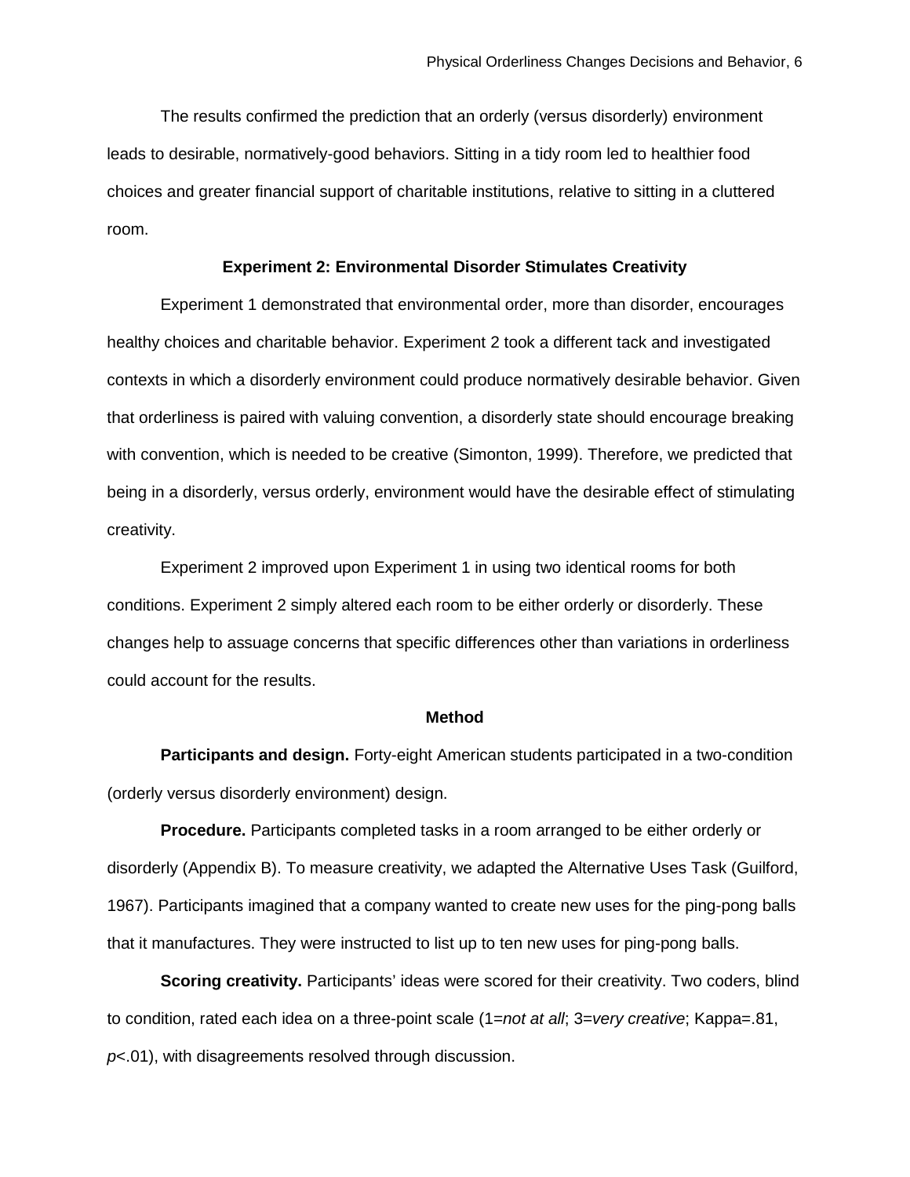The results confirmed the prediction that an orderly (versus disorderly) environment leads to desirable, normatively-good behaviors. Sitting in a tidy room led to healthier food choices and greater financial support of charitable institutions, relative to sitting in a cluttered room.

## Experiment 2: Environmental Disorder Stimulates Creativity

Experiment 1 demonstrated that environmental order, more than disorder, encourages healthy choices and charitable behavior. Experiment 2 took a different tack and investigated contexts in which a disorderly environment could produce normatively desirable behavior. Given that orderliness is paired with valuing convention, a disorderly state should encourage breaking with convention, which is needed to be creative (Simonton, 1999). Therefore, we predicted that being in a disorderly, versus orderly, environment would have the desirable effect of stimulating creativity.

Experiment 2 improved upon Experiment 1 in using two identical rooms for both conditions. Experiment 2 simply altered each room to be either orderly or disorderly. These changes help to assuage concerns that specific differences other than variations in orderliness could account for the results.

### Method

**Participants and design.** Forty-eight American students participated in a two-condition (orderly versus disorderly environment) design.

**Procedure.** Participants completed tasks in a room arranged to be either orderly or disorderly (Appendix B). To measure creativity, we adapted the Alternative Uses Task (Guilford, 1967). Participants imagined that a company wanted to create new uses for the ping-pong balls that it manufactures. They were instructed to list up to ten new uses for ping-pong balls.

**Scoring creativity.** Participants' ideas were scored for their creativity. Two coders, blind to condition, rated each idea on a three-point scale (1=*not at all*; 3=*very creative*; Kappa=.81, $p<.01$), with disagreements resolved through discussion.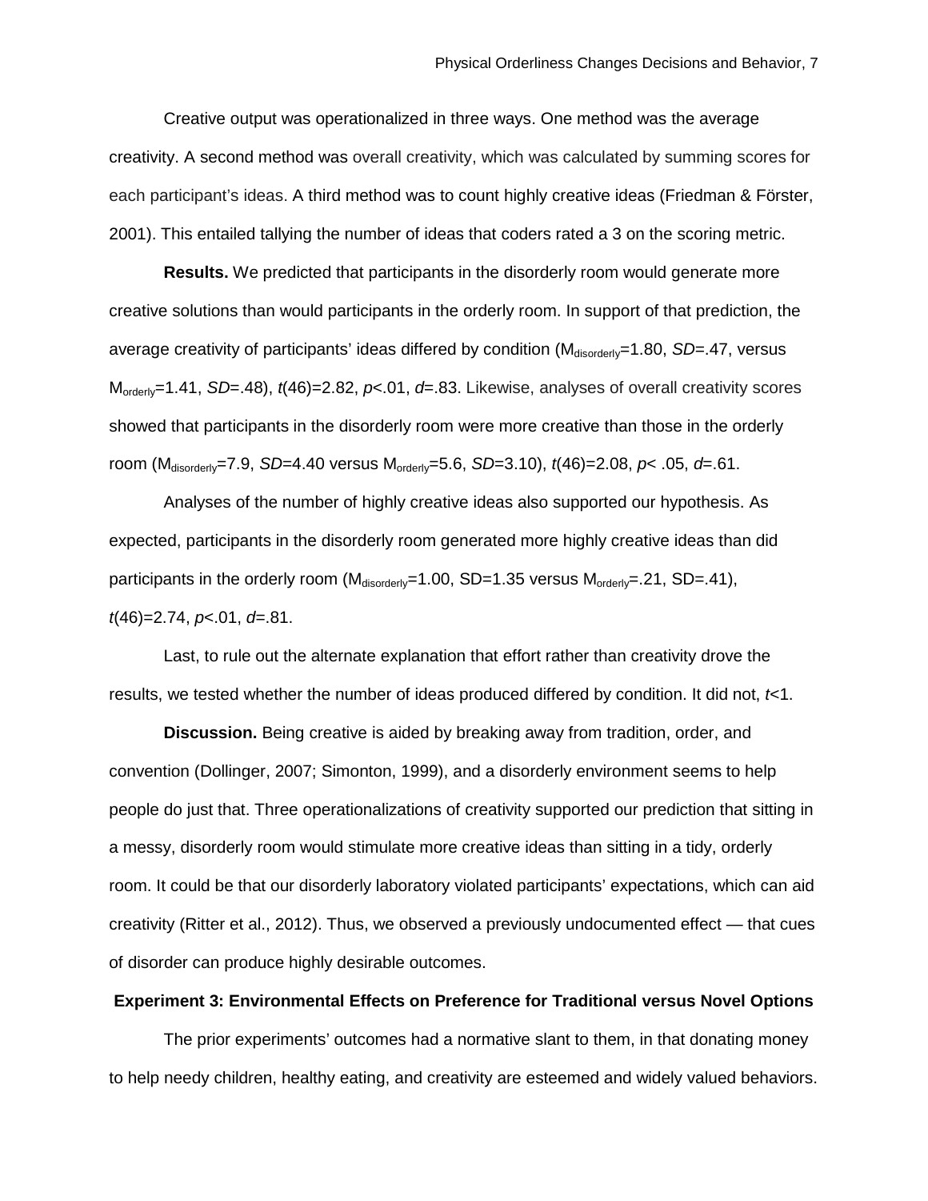Creative output was operationalized in three ways. One method was the average creativity. A second method was overall creativity, which was calculated by summing scores for each participant's ideas. A third method was to count highly creative ideas (Friedman & Förster, 2001). This entailed tallying the number of ideas that coders rated a 3 on the scoring metric.

**Results.** We predicted that participants in the disorderly room would generate more creative solutions than would participants in the orderly room. In support of that prediction, the average creativity of participants' ideas differed by condition ($M_{disorderly}$=1.80, *SD*=.47, versus $M_{orderly}$=1.41, *SD*=.48), $t(46)=2.82$, $p<.01$, $d=.83$. Likewise, analyses of overall creativity scores showed that participants in the disorderly room were more creative than those in the orderly room ($M_{disorderly}$=7.9, *SD*=4.40 versus $M_{orderly}$=5.6, *SD*=3.10), $t(46)=2.08$, $p< .05$, $d=.61$.

Analyses of the number of highly creative ideas also supported our hypothesis. As expected, participants in the disorderly room generated more highly creative ideas than did participants in the orderly room ($M_{disorderly}$=1.00, SD=1.35 versus $M_{orderly}$=.21, SD=.41), $t(46)=2.74$, $p<.01$, $d=.81$.

Last, to rule out the alternate explanation that effort rather than creativity drove the results, we tested whether the number of ideas produced differed by condition. It did not, $t<1$.

**Discussion.** Being creative is aided by breaking away from tradition, order, and convention (Dollinger, 2007; Simonton, 1999), and a disorderly environment seems to help people do just that. Three operationalizations of creativity supported our prediction that sitting in a messy, disorderly room would stimulate more creative ideas than sitting in a tidy, orderly room. It could be that our disorderly laboratory violated participants' expectations, which can aid creativity (Ritter et al., 2012). Thus, we observed a previously undocumented effect — that cues of disorder can produce highly desirable outcomes.

## Experiment 3: Environmental Effects on Preference for Traditional versus Novel Options

The prior experiments' outcomes had a normative slant to them, in that donating money to help needy children, healthy eating, and creativity are esteemed and widely valued behaviors.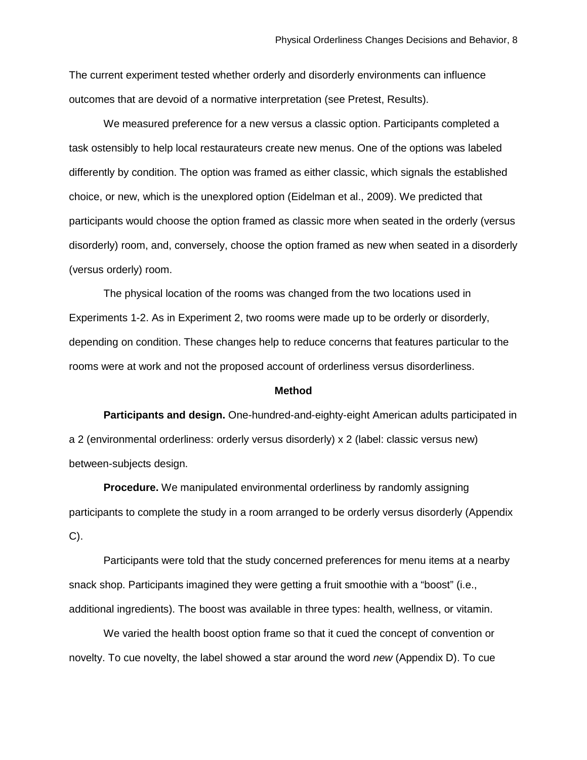The current experiment tested whether orderly and disorderly environments can influence outcomes that are devoid of a normative interpretation (see Pretest, Results).

We measured preference for a new versus a classic option. Participants completed a task ostensibly to help local restaurateurs create new menus. One of the options was labeled differently by condition. The option was framed as either classic, which signals the established choice, or new, which is the unexplored option (Eidelman et al., 2009). We predicted that participants would choose the option framed as classic more when seated in the orderly (versus disorderly) room, and, conversely, choose the option framed as new when seated in a disorderly (versus orderly) room.

The physical location of the rooms was changed from the two locations used in Experiments 1-2. As in Experiment 2, two rooms were made up to be orderly or disorderly, depending on condition. These changes help to reduce concerns that features particular to the rooms were at work and not the proposed account of orderliness versus disorderliness.

## Method

**Participants and design.** One-hundred-and-eighty-eight American adults participated in a 2 (environmental orderliness: orderly versus disorderly) x 2 (label: classic versus new) between-subjects design.

**Procedure.** We manipulated environmental orderliness by randomly assigning participants to complete the study in a room arranged to be orderly versus disorderly (Appendix C).

Participants were told that the study concerned preferences for menu items at a nearby snack shop. Participants imagined they were getting a fruit smoothie with a "boost" (i.e., additional ingredients). The boost was available in three types: health, wellness, or vitamin.

We varied the health boost option frame so that it cued the concept of convention or novelty. To cue novelty, the label showed a star around the word *new* (Appendix D). To cue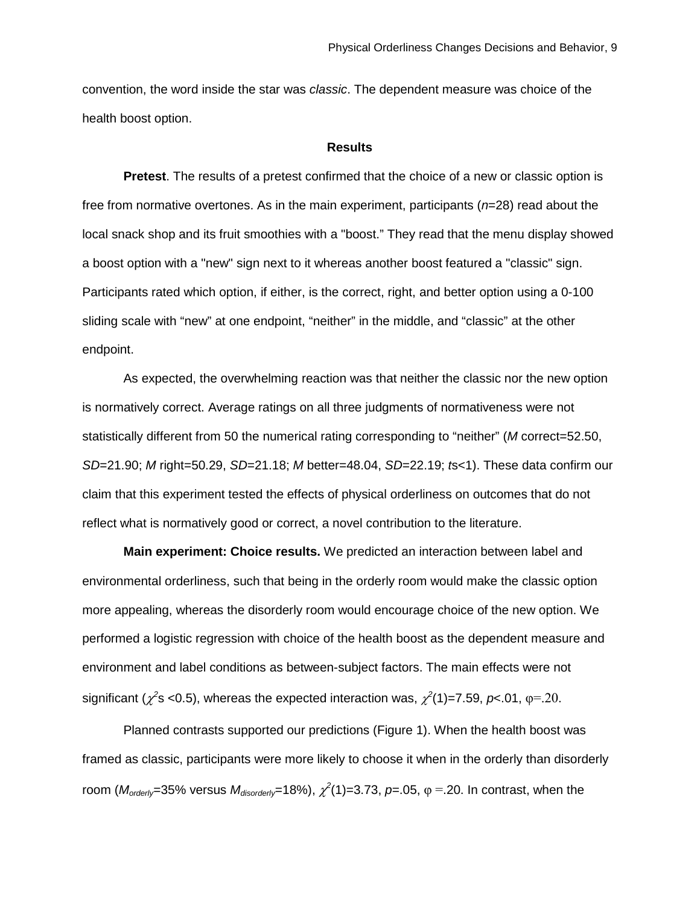convention, the word inside the star was *classic*. The dependent measure was choice of the health boost option.

## Results

**Pretest**. The results of a pretest confirmed that the choice of a new or classic option is free from normative overtones. As in the main experiment, participants ($n$=28) read about the local snack shop and its fruit smoothies with a "boost." They read that the menu display showed a boost option with a "new" sign next to it whereas another boost featured a "classic" sign. Participants rated which option, if either, is the correct, right, and better option using a 0-100 sliding scale with "new" at one endpoint, "neither" in the middle, and "classic" at the other endpoint.

As expected, the overwhelming reaction was that neither the classic nor the new option is normatively correct. Average ratings on all three judgments of normativeness were not statistically different from 50 the numerical rating corresponding to "neither" (*M* correct=52.50, *SD*=21.90; *M* right=50.29, *SD*=21.18; *M* better=48.04, *SD*=22.19; *t*s<1). These data confirm our claim that this experiment tested the effects of physical orderliness on outcomes that do not reflect what is normatively good or correct, a novel contribution to the literature.

**Main experiment: Choice results.** We predicted an interaction between label and environmental orderliness, such that being in the orderly room would make the classic option more appealing, whereas the disorderly room would encourage choice of the new option. We performed a logistic regression with choice of the health boost as the dependent measure and environment and label conditions as between-subject factors. The main effects were not significant ($\chi^2$s <0.5), whereas the expected interaction was, $\chi^2(1)=7.59$, $p<.01$, $\varphi=.20$.

Planned contrasts supported our predictions (Figure 1). When the health boost was framed as classic, participants were more likely to choose it when in the orderly than disorderly room ($M_{orderly}$=35% versus $M_{disorderly}$=18%), $\chi^2(1)=3.73$, $p=.05$, $\varphi=.20$. In contrast, when the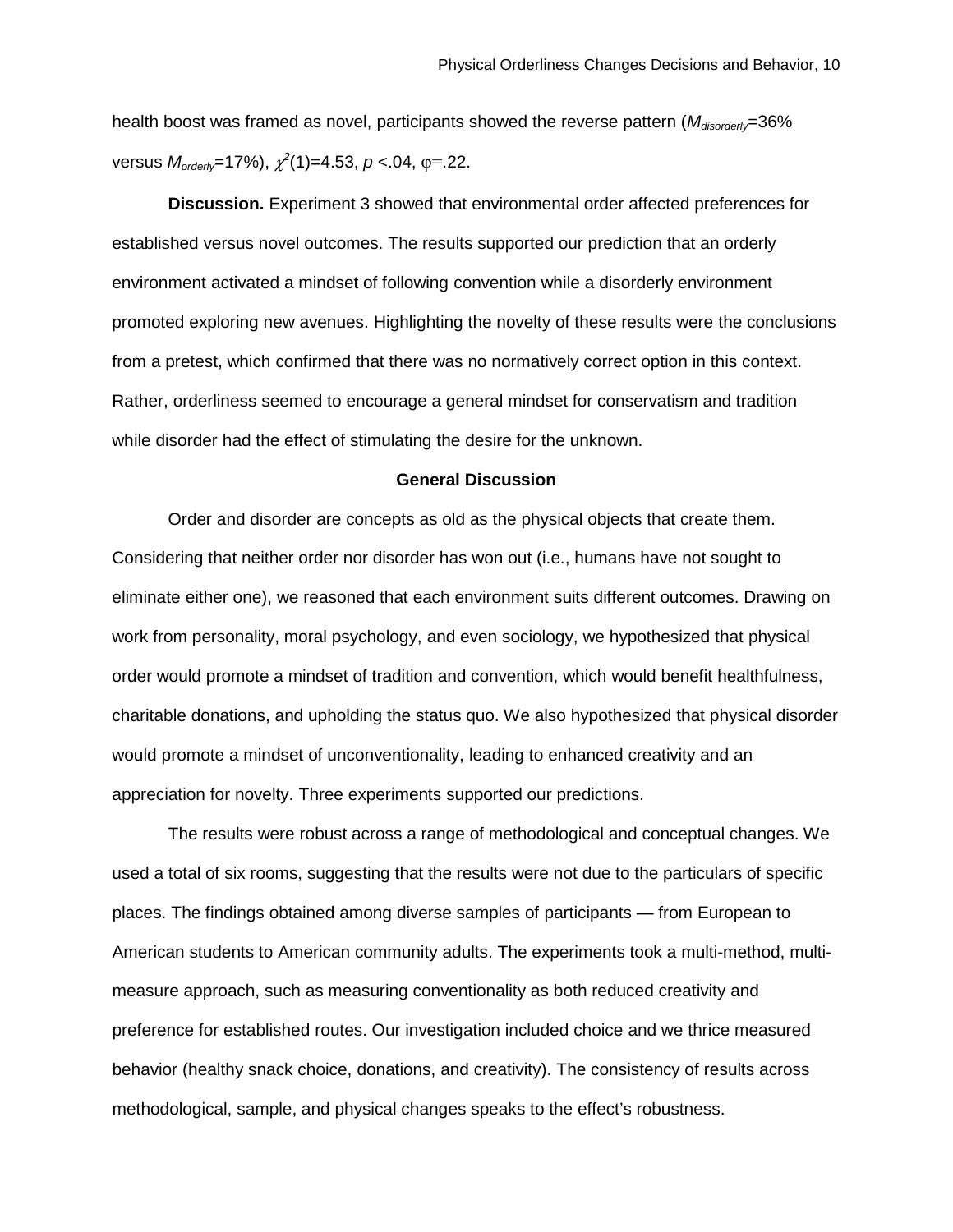health boost was framed as novel, participants showed the reverse pattern ($M_{disorderly}$=36% versus $M_{orderly}$=17%), $\chi^2(1)$=4.53, $p$ <.04, $\varphi$=.22.

**Discussion.** Experiment 3 showed that environmental order affected preferences for established versus novel outcomes. The results supported our prediction that an orderly environment activated a mindset of following convention while a disorderly environment promoted exploring new avenues. Highlighting the novelty of these results were the conclusions from a pretest, which confirmed that there was no normatively correct option in this context. Rather, orderliness seemed to encourage a general mindset for conservatism and tradition while disorder had the effect of stimulating the desire for the unknown.

## General Discussion

Order and disorder are concepts as old as the physical objects that create them. Considering that neither order nor disorder has won out (i.e., humans have not sought to eliminate either one), we reasoned that each environment suits different outcomes. Drawing on work from personality, moral psychology, and even sociology, we hypothesized that physical order would promote a mindset of tradition and convention, which would benefit healthfulness, charitable donations, and upholding the status quo. We also hypothesized that physical disorder would promote a mindset of unconventionality, leading to enhanced creativity and an appreciation for novelty. Three experiments supported our predictions.

The results were robust across a range of methodological and conceptual changes. We used a total of six rooms, suggesting that the results were not due to the particulars of specific places. The findings obtained among diverse samples of participants — from European to American students to American community adults. The experiments took a multi-method, multi-measure approach, such as measuring conventionality as both reduced creativity and preference for established routes. Our investigation included choice and we thrice measured behavior (healthy snack choice, donations, and creativity). The consistency of results across methodological, sample, and physical changes speaks to the effect's robustness.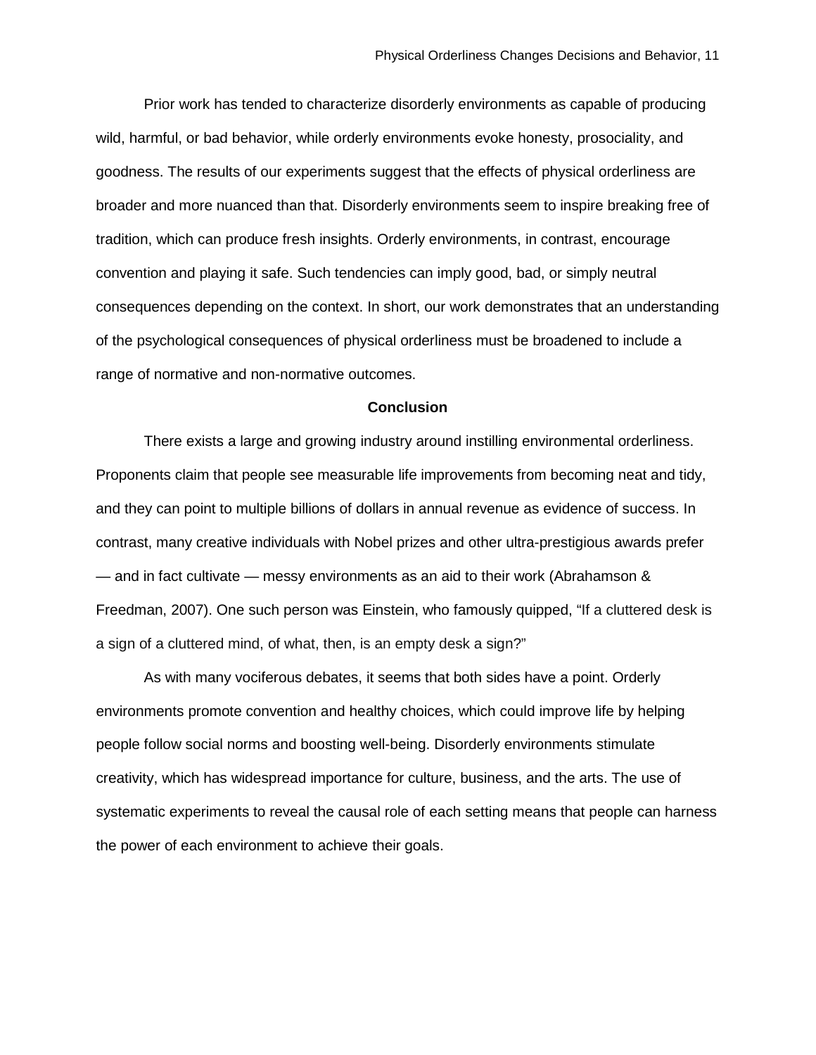Prior work has tended to characterize disorderly environments as capable of producing wild, harmful, or bad behavior, while orderly environments evoke honesty, prosociality, and goodness. The results of our experiments suggest that the effects of physical orderliness are broader and more nuanced than that. Disorderly environments seem to inspire breaking free of tradition, which can produce fresh insights. Orderly environments, in contrast, encourage convention and playing it safe. Such tendencies can imply good, bad, or simply neutral consequences depending on the context. In short, our work demonstrates that an understanding of the psychological consequences of physical orderliness must be broadened to include a range of normative and non-normative outcomes.

## Conclusion

There exists a large and growing industry around instilling environmental orderliness. Proponents claim that people see measurable life improvements from becoming neat and tidy, and they can point to multiple billions of dollars in annual revenue as evidence of success. In contrast, many creative individuals with Nobel prizes and other ultra-prestigious awards prefer — and in fact cultivate — messy environments as an aid to their work (Abrahamson & Freedman, 2007). One such person was Einstein, who famously quipped, “If a cluttered desk is a sign of a cluttered mind, of what, then, is an empty desk a sign?”

As with many vociferous debates, it seems that both sides have a point. Orderly environments promote convention and healthy choices, which could improve life by helping people follow social norms and boosting well-being. Disorderly environments stimulate creativity, which has widespread importance for culture, business, and the arts. The use of systematic experiments to reveal the causal role of each setting means that people can harness the power of each environment to achieve their goals.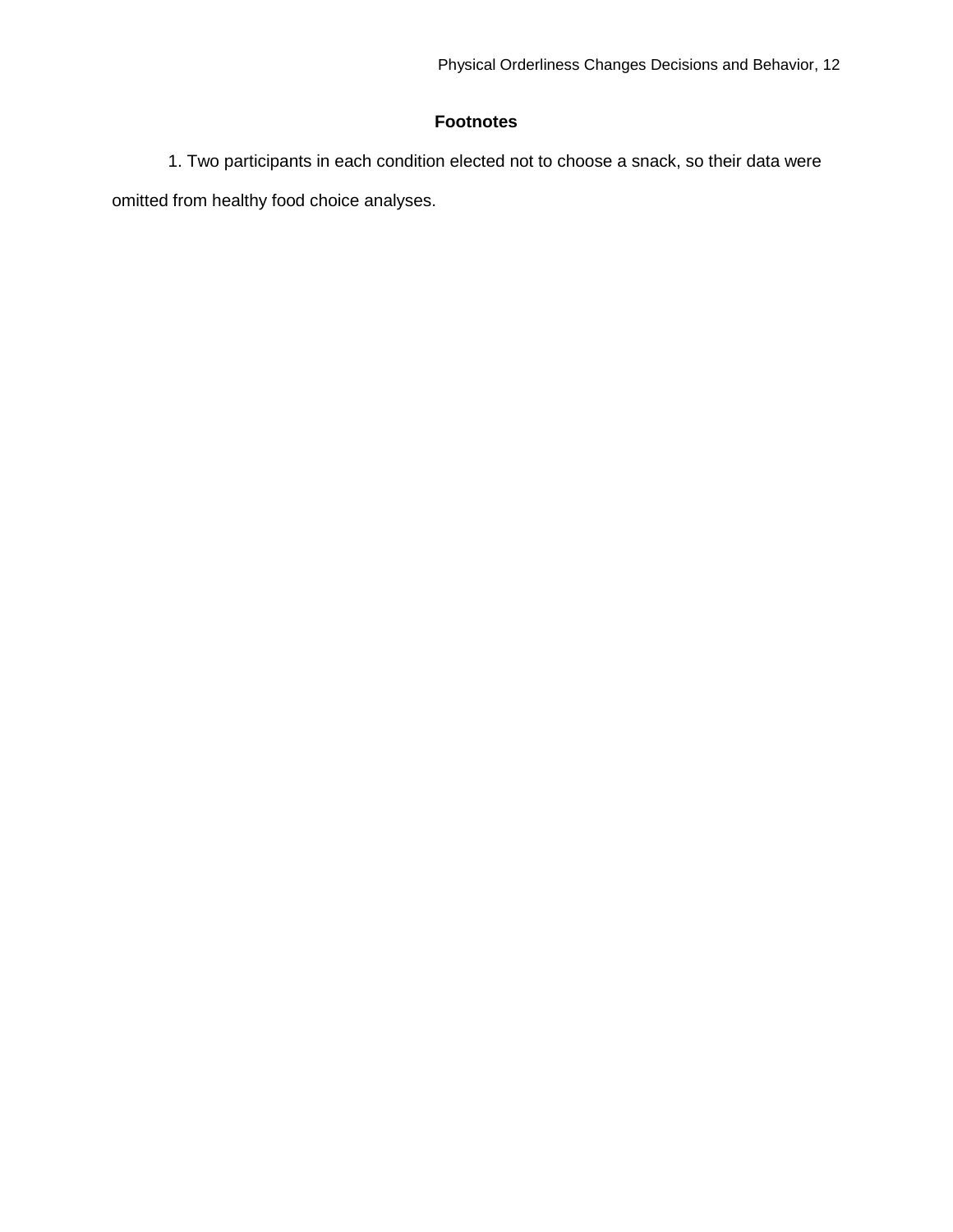# Footnotes

1. Two participants in each condition elected not to choose a snack, so their data were omitted from healthy food choice analyses.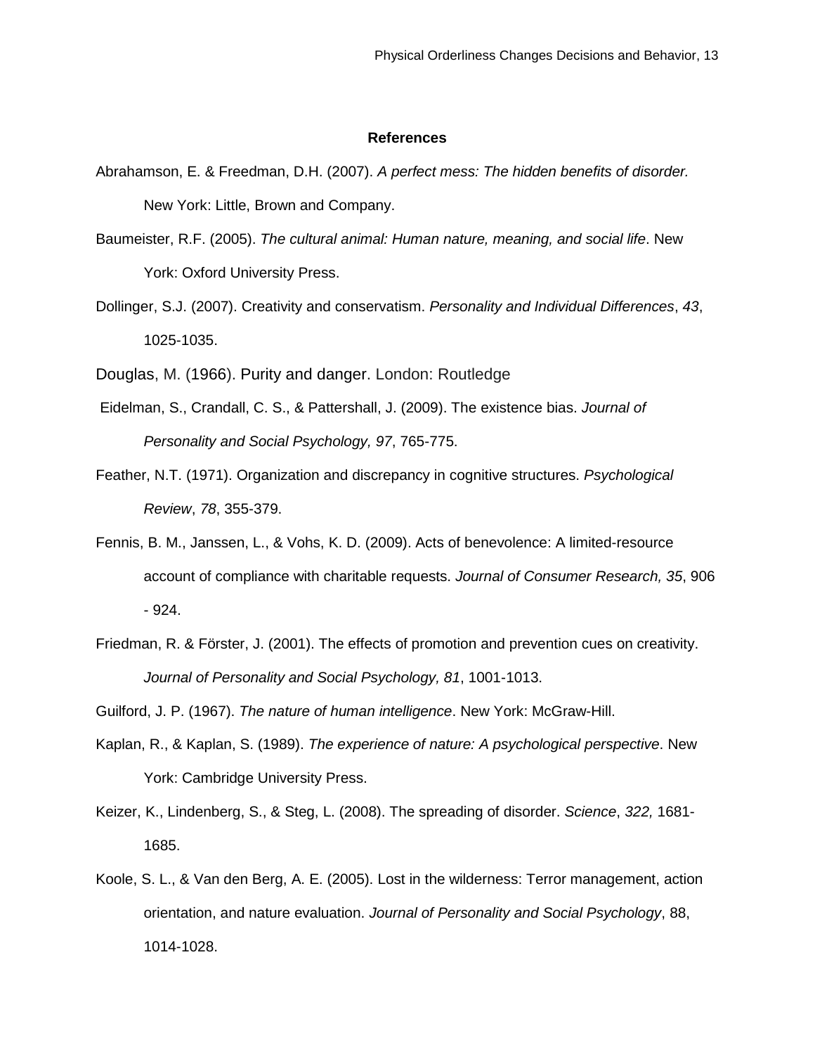## References

Abrahamson, E. & Freedman, D.H. (2007). *A perfect mess: The hidden benefits of disorder.* New York: Little, Brown and Company.

Baumeister, R.F. (2005). *The cultural animal: Human nature, meaning, and social life*. New York: Oxford University Press.

Dollinger, S.J. (2007). Creativity and conservatism. *Personality and Individual Differences*, *43*, 1025-1035.

Douglas, M. (1966). Purity and danger. London: Routledge

Eidelman, S., Crandall, C. S., & Pattershall, J. (2009). The existence bias. *Journal of Personality and Social Psychology, 97*, 765-775.

Feather, N.T. (1971). Organization and discrepancy in cognitive structures. *Psychological Review*, *78*, 355-379.

Fennis, B. M., Janssen, L., & Vohs, K. D. (2009). Acts of benevolence: A limited-resource account of compliance with charitable requests. *Journal of Consumer Research, 35*, 906 - 924.

Friedman, R. & Förster, J. (2001). The effects of promotion and prevention cues on creativity. *Journal of Personality and Social Psychology, 81*, 1001-1013.

Guilford, J. P. (1967). *The nature of human intelligence*. New York: McGraw-Hill.

Kaplan, R., & Kaplan, S. (1989). *The experience of nature: A psychological perspective*. New York: Cambridge University Press.

Keizer, K., Lindenberg, S., & Steg, L. (2008). The spreading of disorder. *Science*, *322,* 1681-1685.

Koole, S. L., & Van den Berg, A. E. (2005). Lost in the wilderness: Terror management, action orientation, and nature evaluation. *Journal of Personality and Social Psychology*, 88, 1014-1028.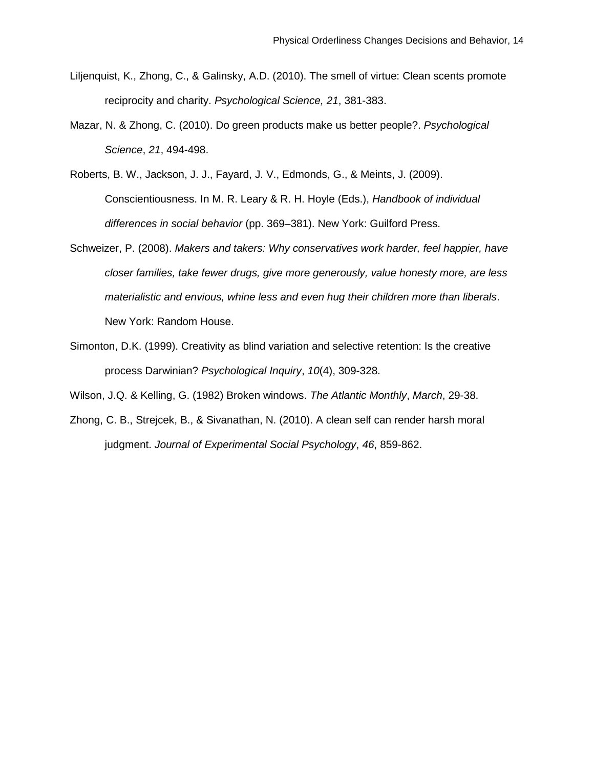Liljenquist, K., Zhong, C., & Galinsky, A.D. (2010). The smell of virtue: Clean scents promote reciprocity and charity. *Psychological Science, 21*, 381-383.

Mazar, N. & Zhong, C. (2010). Do green products make us better people?. *Psychological Science*, *21*, 494-498.

Roberts, B. W., Jackson, J. J., Fayard, J. V., Edmonds, G., & Meints, J. (2009). Conscientiousness. In M. R. Leary & R. H. Hoyle (Eds.), *Handbook of individual differences in social behavior* (pp. 369–381). New York: Guilford Press.

Schweizer, P. (2008). *Makers and takers: Why conservatives work harder, feel happier, have closer families, take fewer drugs, give more generously, value honesty more, are less materialistic and envious, whine less and even hug their children more than liberals*. New York: Random House.

Simonton, D.K. (1999). Creativity as blind variation and selective retention: Is the creative process Darwinian? *Psychological Inquiry*, *10*(4), 309-328.

Wilson, J.Q. & Kelling, G. (1982) Broken windows. *The Atlantic Monthly*, *March*, 29-38.

Zhong, C. B., Strejcek, B., & Sivanathan, N. (2010). A clean self can render harsh moral judgment. *Journal of Experimental Social Psychology*, *46*, 859-862.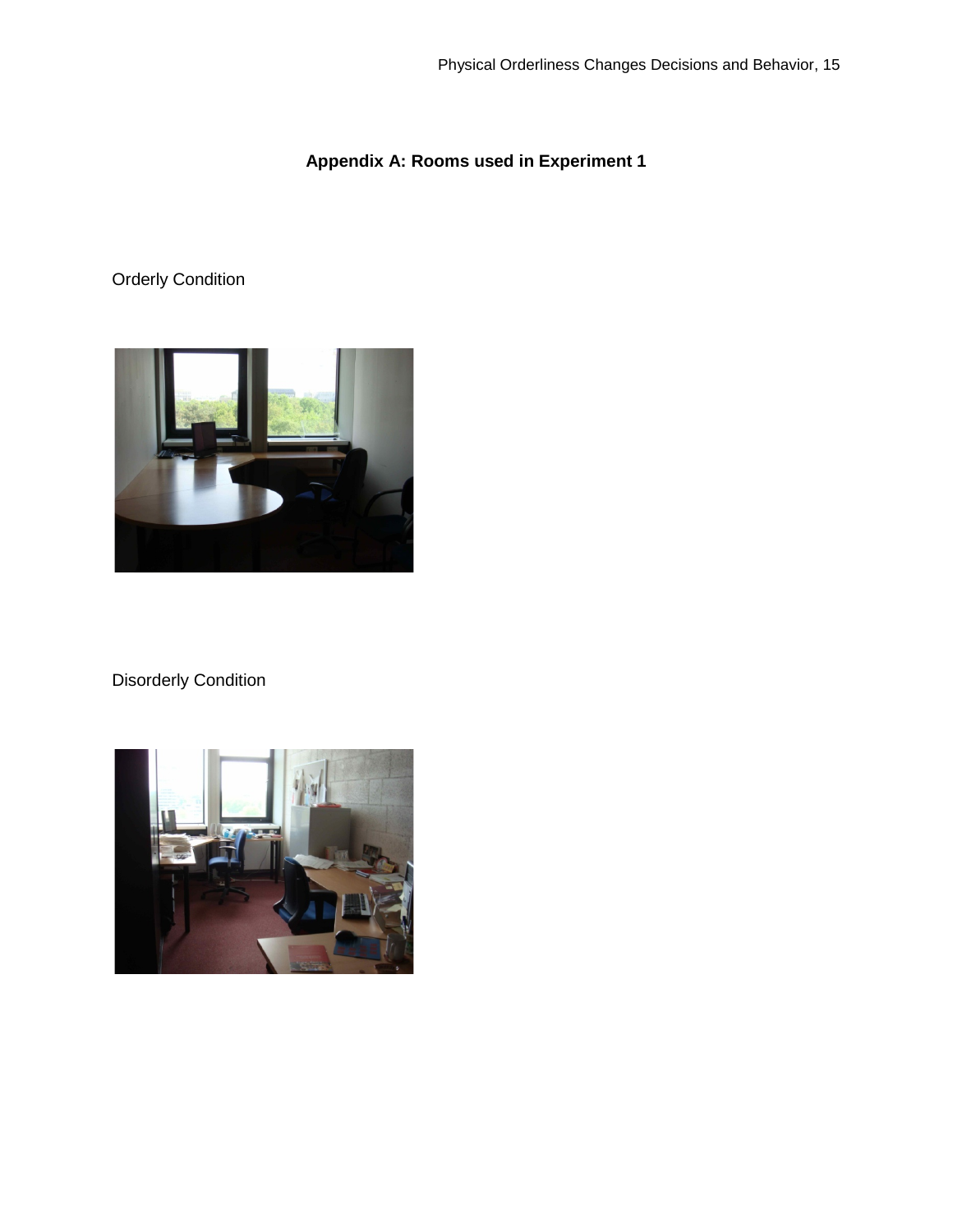## Appendix A: Rooms used in Experiment 1

Orderly Condition

Disorderly Condition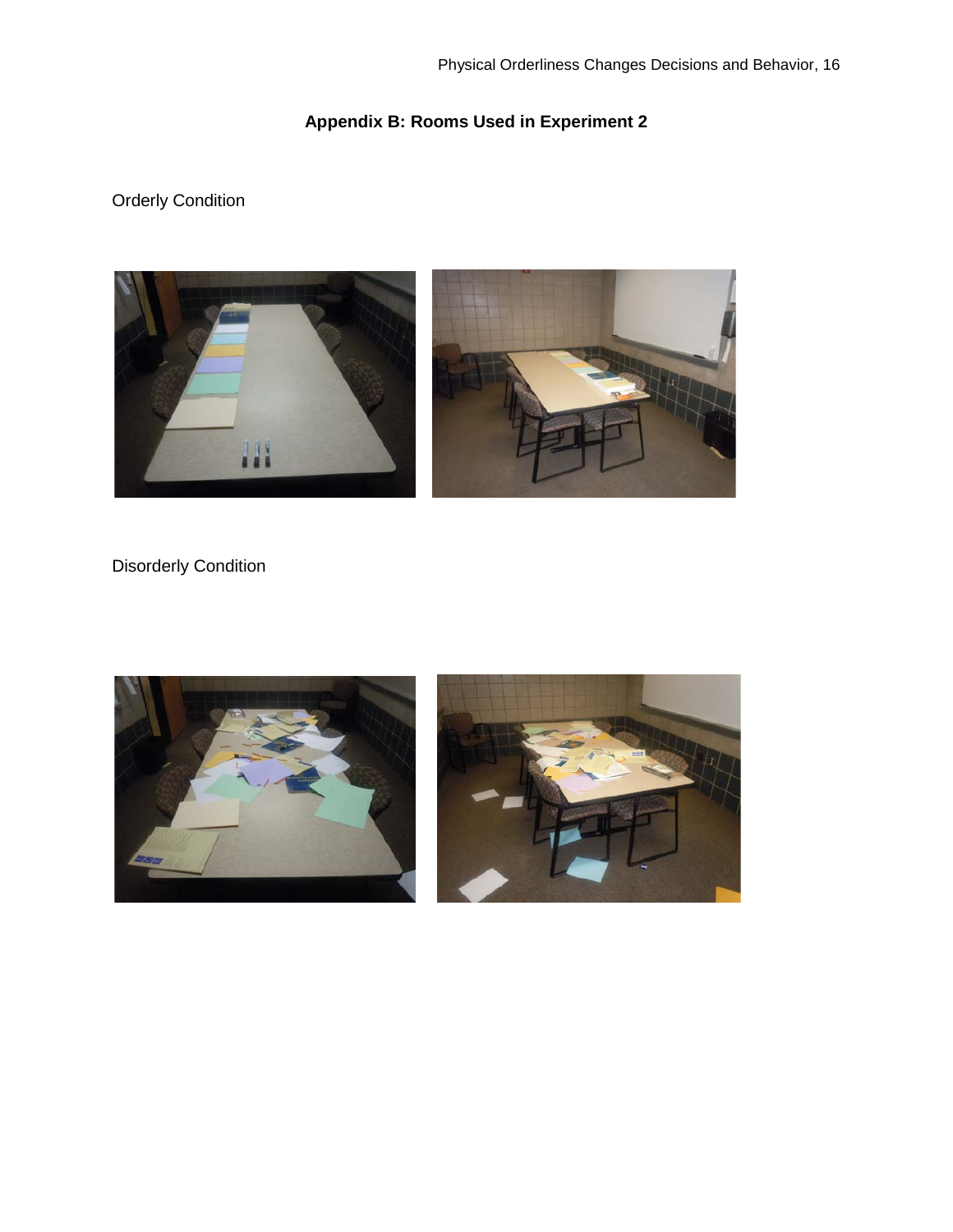## Appendix B: Rooms Used in Experiment 2

Orderly Condition

Disorderly Condition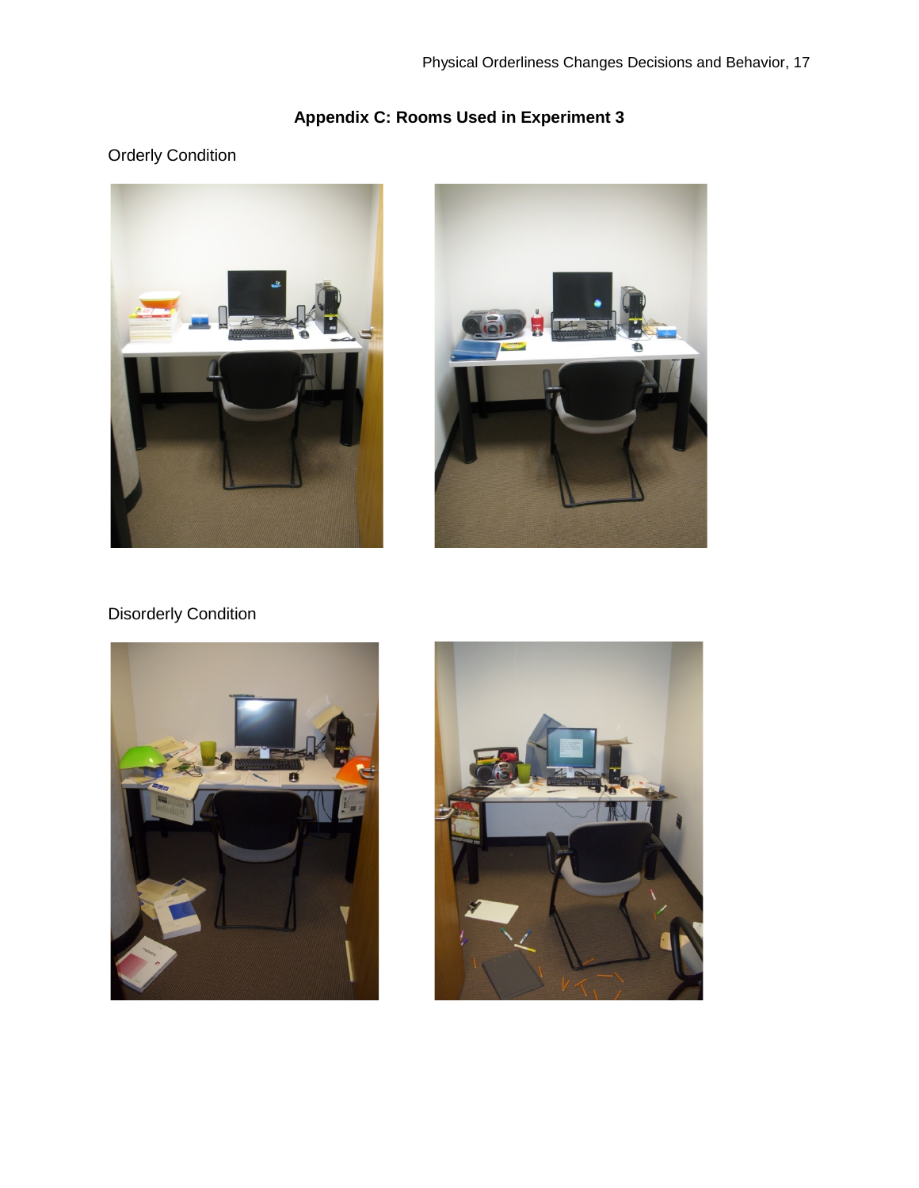## Appendix C: Rooms Used in Experiment 3

Orderly Condition

Disorderly Condition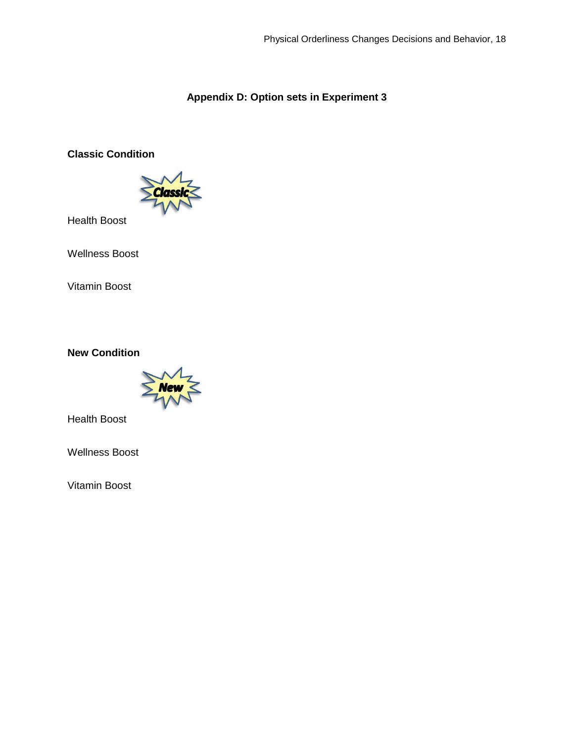## Appendix D: Option sets in Experiment 3

**Classic Condition**

Classic

Health Boost

Wellness Boost

Vitamin Boost

**New Condition**

New

Health Boost

Wellness Boost

Vitamin Boost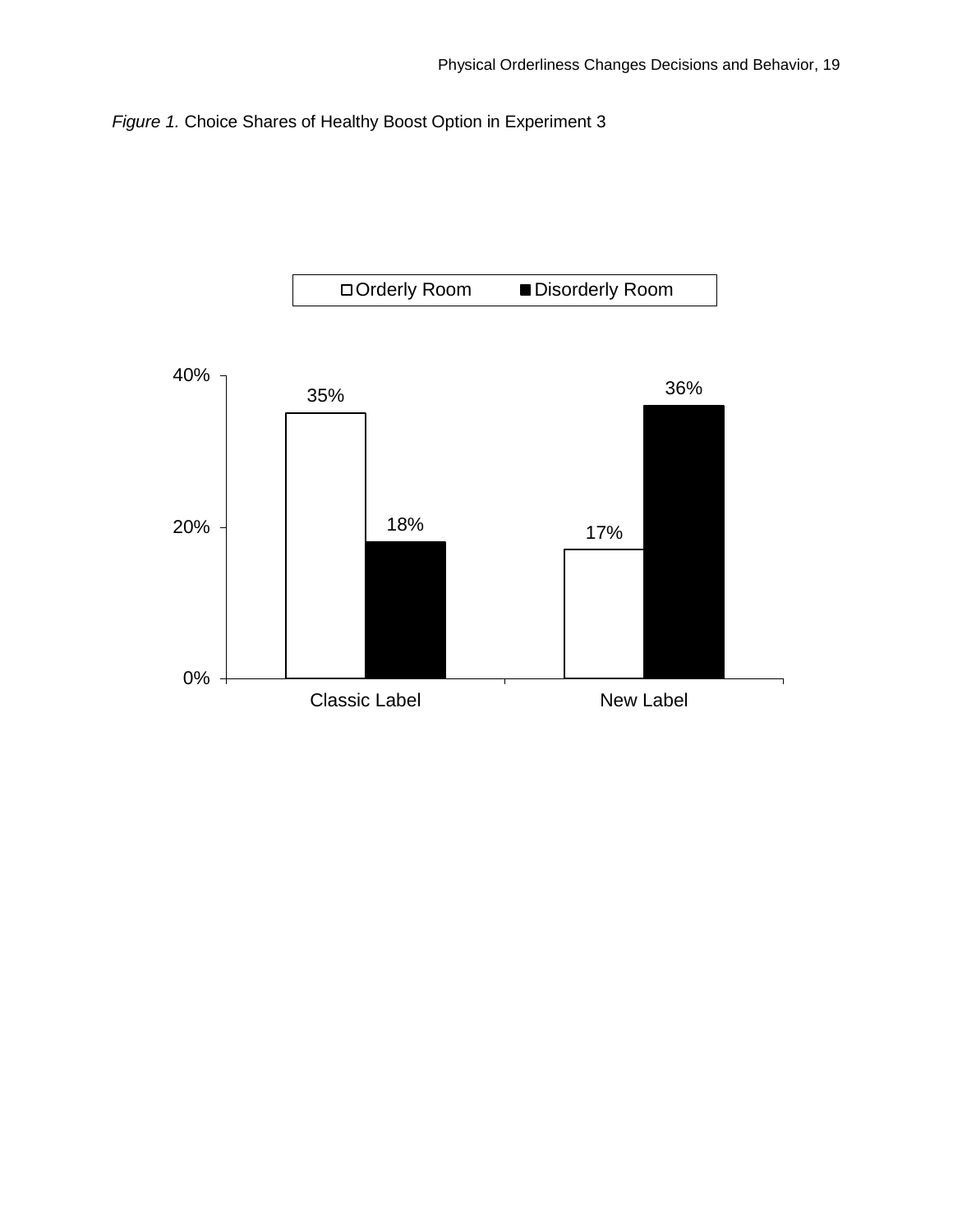*Figure 1.* Choice Shares of Healthy Boost Option in Experiment 3

Orderly Room
Disorderly Room

40%
20%
0%

35%
18%
17%
36%

Classic Label
New Label